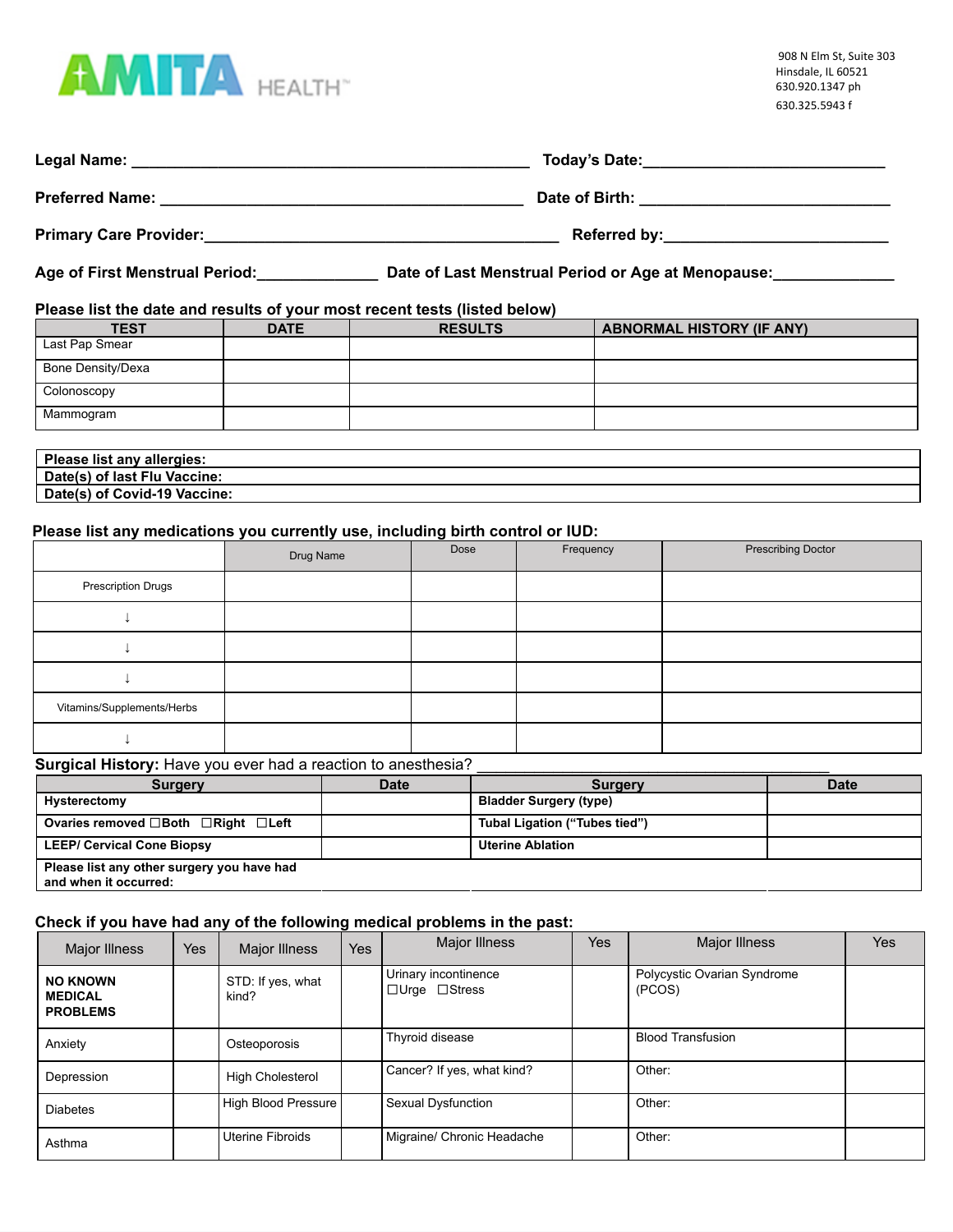AMITA HEALTH™

908 N Elm St, Suite 303
Hinsdale, IL 60521
630.920.1347 ph
630.325.5943 f

**Legal Name:** ______________________________ **Today's Date:** ______________________

**Preferred Name:** ______________________________ **Date of Birth:** ______________________

**Primary Care Provider:** ______________________________ **Referred by:** ______________________

**Age of First Menstrual Period:** __________ **Date of Last Menstrual Period or Age at Menopause:** __________

**Please list the date and results of your most recent tests (listed below)**

| TEST | DATE | RESULTS | ABNORMAL HISTORY (IF ANY) |
|---|---|---|---|
| Last Pap Smear | | | |
| Bone Density/Dexa | | | |
| Colonoscopy | | | |
| Mammogram | | | |

| |
|---|
| **Please list any allergies:** |
| **Date(s) of last Flu Vaccine:** |
| **Date(s) of Covid-19 Vaccine:** |

**Please list any medications you currently use, including birth control or IUD:**

| | Drug Name | Dose | Frequency | Prescribing Doctor |
|---|---|---|---|---|
| Prescription Drugs | | | | |
| ↓ | | | | |
| ↓ | | | | |
| ↓ | | | | |
| Vitamins/Supplements/Herbs | | | | |
| ↓ | | | | |

**Surgical History:** Have you ever had a reaction to anesthesia? ______________________________

| Surgery | Date | Surgery | Date |
|---|---|---|---|
| **Hysterectomy** | | **Bladder Surgery (type)** | |
| **Ovaries removed ☐Both ☐Right ☐Left** | | **Tubal Ligation ("Tubes tied")** | |
| **LEEP/ Cervical Cone Biopsy** | | **Uterine Ablation** | |
| **Please list any other surgery you have had and when it occurred:** | | | |

**Check if you have had any of the following medical problems in the past:**

| Major Illness | Yes | Major Illness | Yes | Major Illness | Yes | Major Illness | Yes |
|---|---|---|---|---|---|---|---|
| **NO KNOWN MEDICAL PROBLEMS** | | STD: If yes, what kind? | | Urinary incontinence ☐Urge ☐Stress | | Polycystic Ovarian Syndrome (PCOS) | |
| Anxiety | | Osteoporosis | | Thyroid disease | | Blood Transfusion | |
| Depression | | High Cholesterol | | Cancer? If yes, what kind? | | Other: | |
| Diabetes | | High Blood Pressure | | Sexual Dysfunction | | Other: | |
| Asthma | | Uterine Fibroids | | Migraine/ Chronic Headache | | Other: | |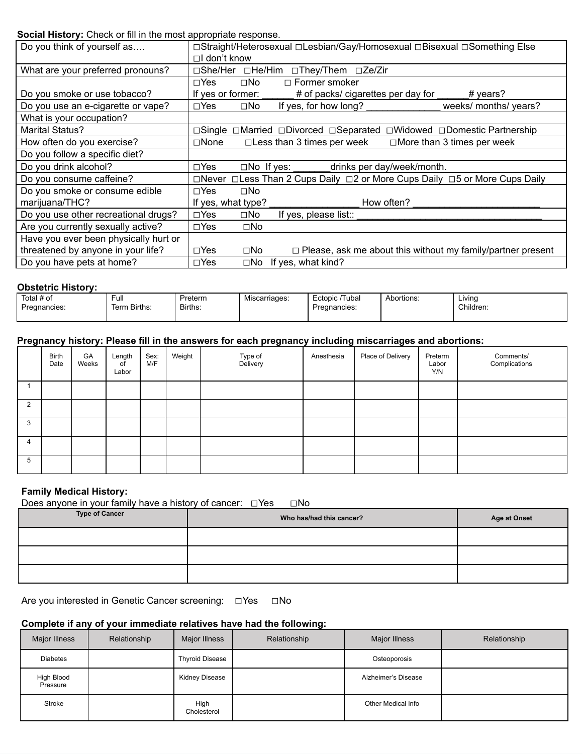**Social History:** Check or fill in the most appropriate response.

| | |
|---|---|
| Do you think of yourself as…. | □Straight/Heterosexual □Lesbian/Gay/Homosexual □Bisexual □Something Else □I don't know |
| What are your preferred pronouns? | □She/Her □He/Him □They/Them □Ze/Zir |
| Do you smoke or use tobacco? | □Yes □No □ Former smoker<br>If yes or former: ______ # of packs/ cigarettes per day for ______# years? |
| Do you use an e-cigarette or vape? | □Yes □No If yes, for how long? ______________ weeks/ months/ years? |
| What is your occupation? | |
| Marital Status? | □Single □Married □Divorced □Separated □Widowed □Domestic Partnership |
| How often do you exercise? | □None □Less than 3 times per week □More than 3 times per week |
| Do you follow a specific diet? | |
| Do you drink alcohol? | □Yes □No If yes: _______drinks per day/week/month. |
| Do you consume caffeine? | □Never □Less Than 2 Cups Daily □2 or More Cups Daily □5 or More Cups Daily |
| Do you smoke or consume edible marijuana/THC? | □Yes □No<br>If yes, what type? _________________ How often? ________________________ |
| Do you use other recreational drugs? | □Yes □No If yes, please list:: ____________________________________ |
| Are you currently sexually active? | □Yes □No |
| Have you ever been physically hurt or threatened by anyone in your life? | □Yes □No □ Please, ask me about this without my family/partner present |
| Do you have pets at home? | □Yes □No If yes, what kind? |

**Obstetric History:**

| Total # of Pregnancies: | Full Term Births: | Preterm Births: | Miscarriages: | Ectopic /Tubal Pregnancies: | Abortions: | Living Children: |
|---|---|---|---|---|---|---|
| | | | | | | |

**Pregnancy history: Please fill in the answers for each pregnancy including miscarriages and abortions:**

| | Birth Date | GA Weeks | Length of Labor | Sex: M/F | Weight | Type of Delivery | Anesthesia | Place of Delivery | Preterm Labor Y/N | Comments/ Complications |
|---|---|---|---|---|---|---|---|---|---|---|
| 1 | | | | | | | | | | |
| 2 | | | | | | | | | | |
| 3 | | | | | | | | | | |
| 4 | | | | | | | | | | |
| 5 | | | | | | | | | | |

**Family Medical History:**

Does anyone in your family have a history of cancer: □Yes □No

| Type of Cancer | Who has/had this cancer? | Age at Onset |
|---|---|---|
| | | |
| | | |
| | | |

Are you interested in Genetic Cancer screening: □Yes □No

**Complete if any of your immediate relatives have had the following:**

| Major Illness | Relationship | Major Illness | Relationship | Major Illness | Relationship |
|---|---|---|---|---|---|
| Diabetes | | Thyroid Disease | | Osteoporosis | |
| High Blood Pressure | | Kidney Disease | | Alzheimer's Disease | |
| Stroke | | High Cholesterol | | Other Medical Info | |